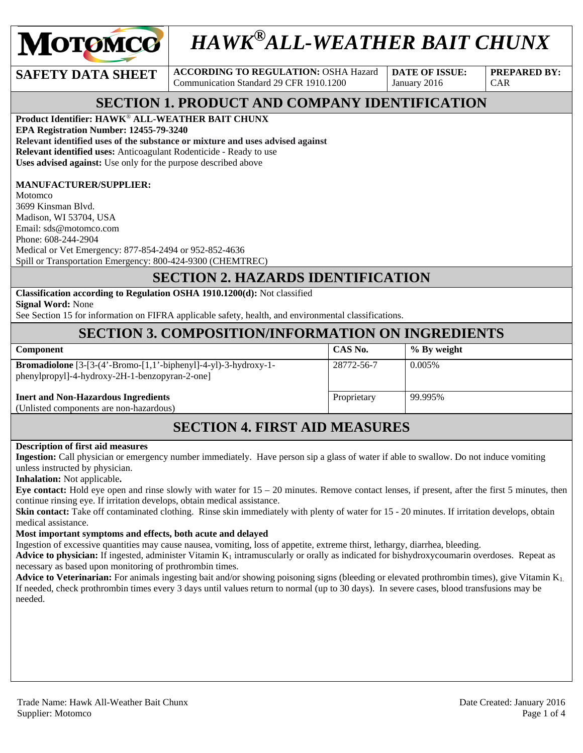# HAWK® ALL-WEATHER BAIT CHUNX

| SAFETY DATA SHEET | ACCORDING TO REGULATION: OSHA Hazard Communication Standard 29 CFR 1910.1200 | DATE OF ISSUE: January 2016 | PREPARED BY: CAR |
|---|---|---|---|

## SECTION 1. PRODUCT AND COMPANY IDENTIFICATION

**Product Identifier: HAWK® ALL-WEATHER BAIT CHUNX**
**EPA Registration Number: 12455-79-3240**
**Relevant identified uses of the substance or mixture and uses advised against**
**Relevant identified uses:** Anticoagulant Rodenticide - Ready to use
**Uses advised against:** Use only for the purpose described above

**MANUFACTURER/SUPPLIER:**
Motomco
3699 Kinsman Blvd.
Madison, WI 53704, USA
Email: sds@motomco.com
Phone: 608-244-2904
Medical or Vet Emergency: 877-854-2494 or 952-852-4636
Spill or Transportation Emergency: 800-424-9300 (CHEMTREC)

## SECTION 2. HAZARDS IDENTIFICATION

**Classification according to Regulation OSHA 1910.1200(d):** Not classified
**Signal Word:** None
See Section 15 for information on FIFRA applicable safety, health, and environmental classifications.

## SECTION 3. COMPOSITION/INFORMATION ON INGREDIENTS

| Component | CAS No. | % By weight |
|---|---|---|
| **Bromadiolone** [3-[3-(4'-Bromo-[1,1'-biphenyl]-4-yl)-3-hydroxy-1-phenylpropyl]-4-hydroxy-2H-1-benzopyran-2-one] | 28772-56-7 | 0.005% |
| **Inert and Non-Hazardous Ingredients** (Unlisted components are non-hazardous) | Proprietary | 99.995% |

## SECTION 4. FIRST AID MEASURES

**Description of first aid measures**
**Ingestion:** Call physician or emergency number immediately. Have person sip a glass of water if able to swallow. Do not induce vomiting unless instructed by physician.
**Inhalation:** Not applicable**.**
**Eye contact:** Hold eye open and rinse slowly with water for 15 – 20 minutes. Remove contact lenses, if present, after the first 5 minutes, then continue rinsing eye. If irritation develops, obtain medical assistance.
**Skin contact:** Take off contaminated clothing. Rinse skin immediately with plenty of water for 15 - 20 minutes. If irritation develops, obtain medical assistance.
**Most important symptoms and effects, both acute and delayed**
Ingestion of excessive quantities may cause nausea, vomiting, loss of appetite, extreme thirst, lethargy, diarrhea, bleeding.
**Advice to physician:** If ingested, administer Vitamin $K_1$ intramuscularly or orally as indicated for bishydroxycoumarin overdoses. Repeat as necessary as based upon monitoring of prothrombin times.
**Advice to Veterinarian:** For animals ingesting bait and/or showing poisoning signs (bleeding or elevated prothrombin times), give Vitamin $K_1$. If needed, check prothrombin times every 3 days until values return to normal (up to 30 days). In severe cases, blood transfusions may be needed.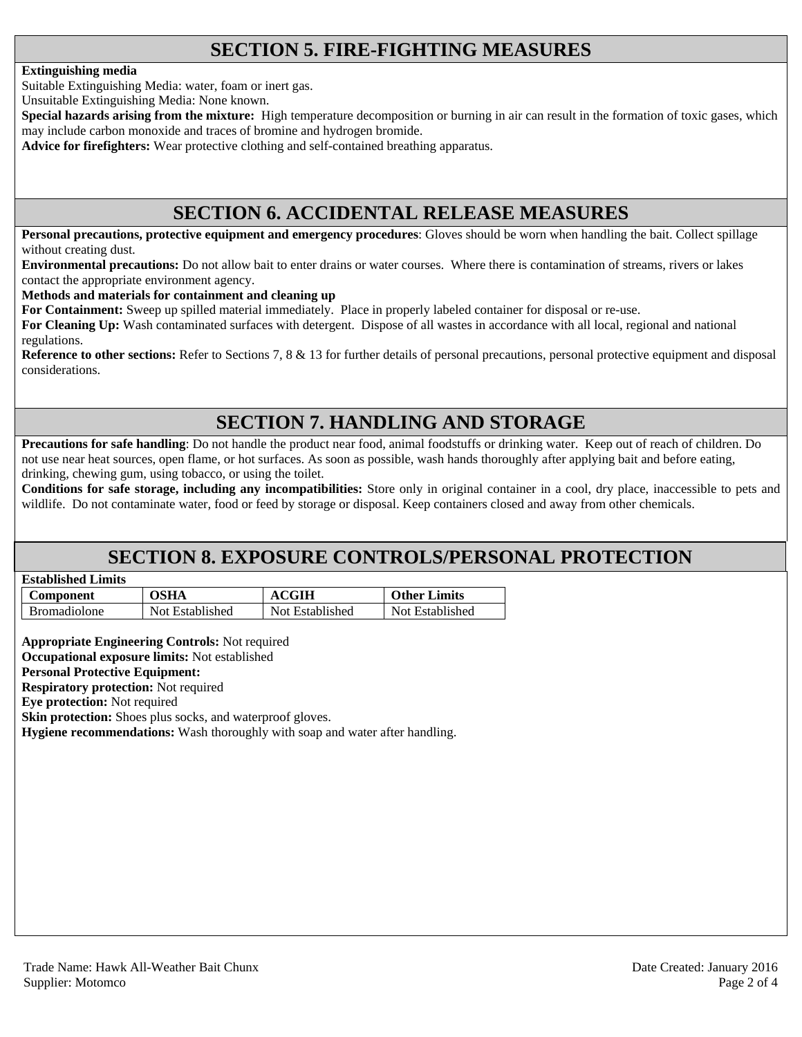## SECTION 5. FIRE-FIGHTING MEASURES

**Extinguishing media**

Suitable Extinguishing Media: water, foam or inert gas.

Unsuitable Extinguishing Media: None known.

**Special hazards arising from the mixture:** High temperature decomposition or burning in air can result in the formation of toxic gases, which may include carbon monoxide and traces of bromine and hydrogen bromide.

**Advice for firefighters:** Wear protective clothing and self-contained breathing apparatus.

## SECTION 6. ACCIDENTAL RELEASE MEASURES

**Personal precautions, protective equipment and emergency procedures**: Gloves should be worn when handling the bait. Collect spillage without creating dust.

**Environmental precautions:** Do not allow bait to enter drains or water courses. Where there is contamination of streams, rivers or lakes contact the appropriate environment agency.

**Methods and materials for containment and cleaning up**

**For Containment:** Sweep up spilled material immediately. Place in properly labeled container for disposal or re-use.

**For Cleaning Up:** Wash contaminated surfaces with detergent. Dispose of all wastes in accordance with all local, regional and national regulations.

**Reference to other sections:** Refer to Sections 7, 8 & 13 for further details of personal precautions, personal protective equipment and disposal considerations.

## SECTION 7. HANDLING AND STORAGE

**Precautions for safe handling**: Do not handle the product near food, animal foodstuffs or drinking water. Keep out of reach of children. Do not use near heat sources, open flame, or hot surfaces. As soon as possible, wash hands thoroughly after applying bait and before eating, drinking, chewing gum, using tobacco, or using the toilet.

**Conditions for safe storage, including any incompatibilities:** Store only in original container in a cool, dry place, inaccessible to pets and wildlife. Do not contaminate water, food or feed by storage or disposal. Keep containers closed and away from other chemicals.

## SECTION 8. EXPOSURE CONTROLS/PERSONAL PROTECTION

**Established Limits**

| Component | OSHA | ACGIH | Other Limits |
|---|---|---|---|
| Bromadiolone | Not Established | Not Established | Not Established |

**Appropriate Engineering Controls:** Not required

**Occupational exposure limits:** Not established

**Personal Protective Equipment:**

**Respiratory protection:** Not required

**Eye protection:** Not required

**Skin protection:** Shoes plus socks, and waterproof gloves.

**Hygiene recommendations:** Wash thoroughly with soap and water after handling.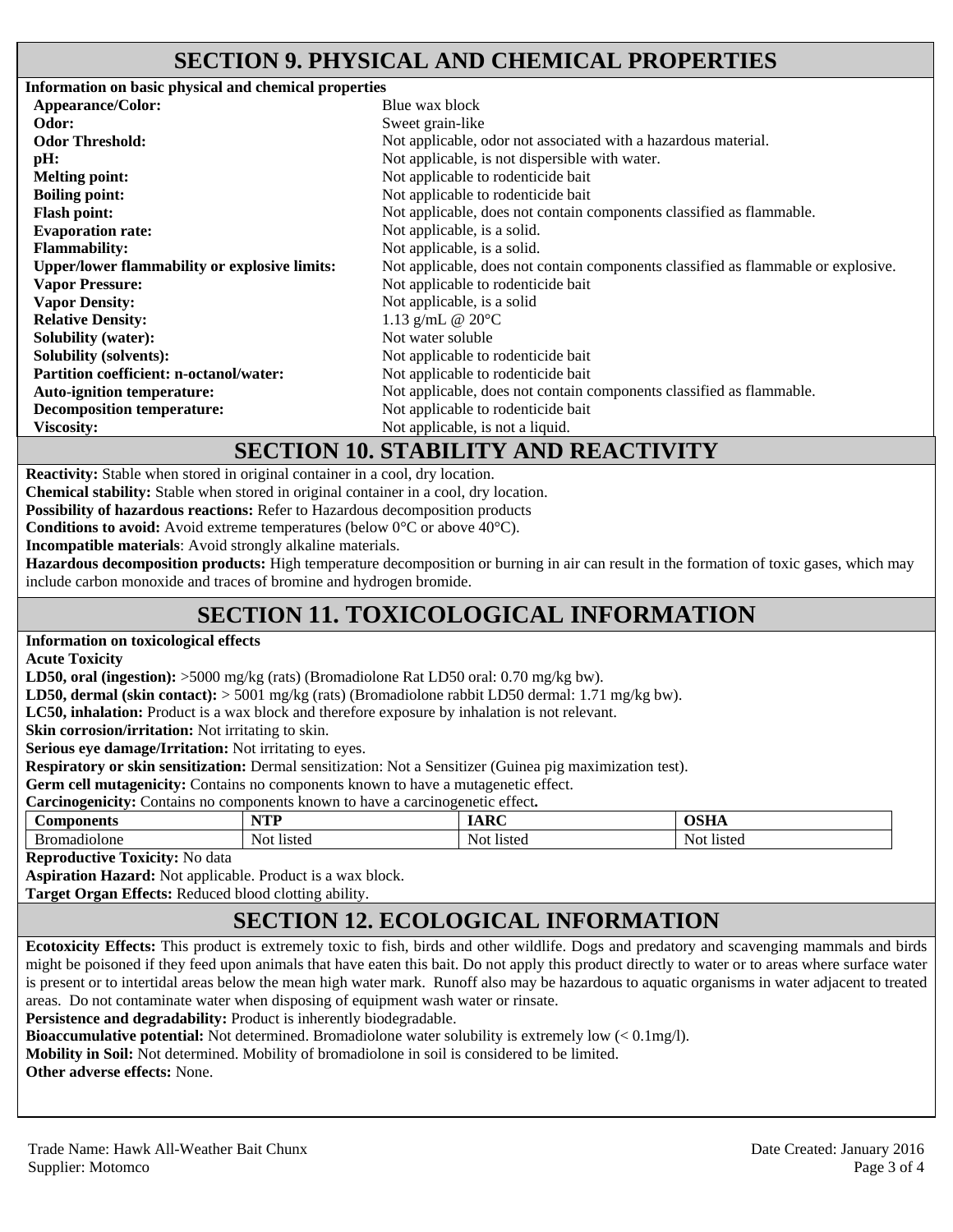## SECTION 9. PHYSICAL AND CHEMICAL PROPERTIES

**Information on basic physical and chemical properties**

| | |
|---|---|
| **Appearance/Color:** | Blue wax block |
| **Odor:** | Sweet grain-like |
| **Odor Threshold:** | Not applicable, odor not associated with a hazardous material. |
| **pH:** | Not applicable, is not dispersible with water. |
| **Melting point:** | Not applicable to rodenticide bait |
| **Boiling point:** | Not applicable to rodenticide bait |
| **Flash point:** | Not applicable, does not contain components classified as flammable. |
| **Evaporation rate:** | Not applicable, is a solid. |
| **Flammability:** | Not applicable, is a solid. |
| **Upper/lower flammability or explosive limits:** | Not applicable, does not contain components classified as flammable or explosive. |
| **Vapor Pressure:** | Not applicable to rodenticide bait |
| **Vapor Density:** | Not applicable, is a solid |
| **Relative Density:** | 1.13 g/mL @ 20°C |
| **Solubility (water):** | Not water soluble |
| **Solubility (solvents):** | Not applicable to rodenticide bait |
| **Partition coefficient: n-octanol/water:** | Not applicable to rodenticide bait |
| **Auto-ignition temperature:** | Not applicable, does not contain components classified as flammable. |
| **Decomposition temperature:** | Not applicable to rodenticide bait |
| **Viscosity:** | Not applicable, is not a liquid. |

## SECTION 10. STABILITY AND REACTIVITY

**Reactivity:** Stable when stored in original container in a cool, dry location.
**Chemical stability:** Stable when stored in original container in a cool, dry location.
**Possibility of hazardous reactions:** Refer to Hazardous decomposition products
**Conditions to avoid:** Avoid extreme temperatures (below 0°C or above 40°C).
**Incompatible materials**: Avoid strongly alkaline materials.
**Hazardous decomposition products:** High temperature decomposition or burning in air can result in the formation of toxic gases, which may include carbon monoxide and traces of bromine and hydrogen bromide.

## SECTION 11. TOXICOLOGICAL INFORMATION

**Information on toxicological effects**
**Acute Toxicity**
**LD50, oral (ingestion):** >5000 mg/kg (rats) (Bromadiolone Rat LD50 oral: 0.70 mg/kg bw).
**LD50, dermal (skin contact):** > 5001 mg/kg (rats) (Bromadiolone rabbit LD50 dermal: 1.71 mg/kg bw).
**LC50, inhalation:** Product is a wax block and therefore exposure by inhalation is not relevant.
**Skin corrosion/irritation:** Not irritating to skin.
**Serious eye damage/Irritation:** Not irritating to eyes.
**Respiratory or skin sensitization:** Dermal sensitization: Not a Sensitizer (Guinea pig maximization test).
**Germ cell mutagenicity:** Contains no components known to have a mutagenetic effect.
**Carcinogenicity:** Contains no components known to have a carcinogenetic effect**.**

| Components | NTP | IARC | OSHA |
|---|---|---|---|
| Bromadiolone | Not listed | Not listed | Not listed |

**Reproductive Toxicity:** No data
**Aspiration Hazard:** Not applicable. Product is a wax block.
**Target Organ Effects:** Reduced blood clotting ability.

## SECTION 12. ECOLOGICAL INFORMATION

**Ecotoxicity Effects:** This product is extremely toxic to fish, birds and other wildlife. Dogs and predatory and scavenging mammals and birds might be poisoned if they feed upon animals that have eaten this bait. Do not apply this product directly to water or to areas where surface water is present or to intertidal areas below the mean high water mark. Runoff also may be hazardous to aquatic organisms in water adjacent to treated areas. Do not contaminate water when disposing of equipment wash water or rinsate.
**Persistence and degradability:** Product is inherently biodegradable.
**Bioaccumulative potential:** Not determined. Bromadiolone water solubility is extremely low (< 0.1mg/l).
**Mobility in Soil:** Not determined. Mobility of bromadiolone in soil is considered to be limited.
**Other adverse effects:** None.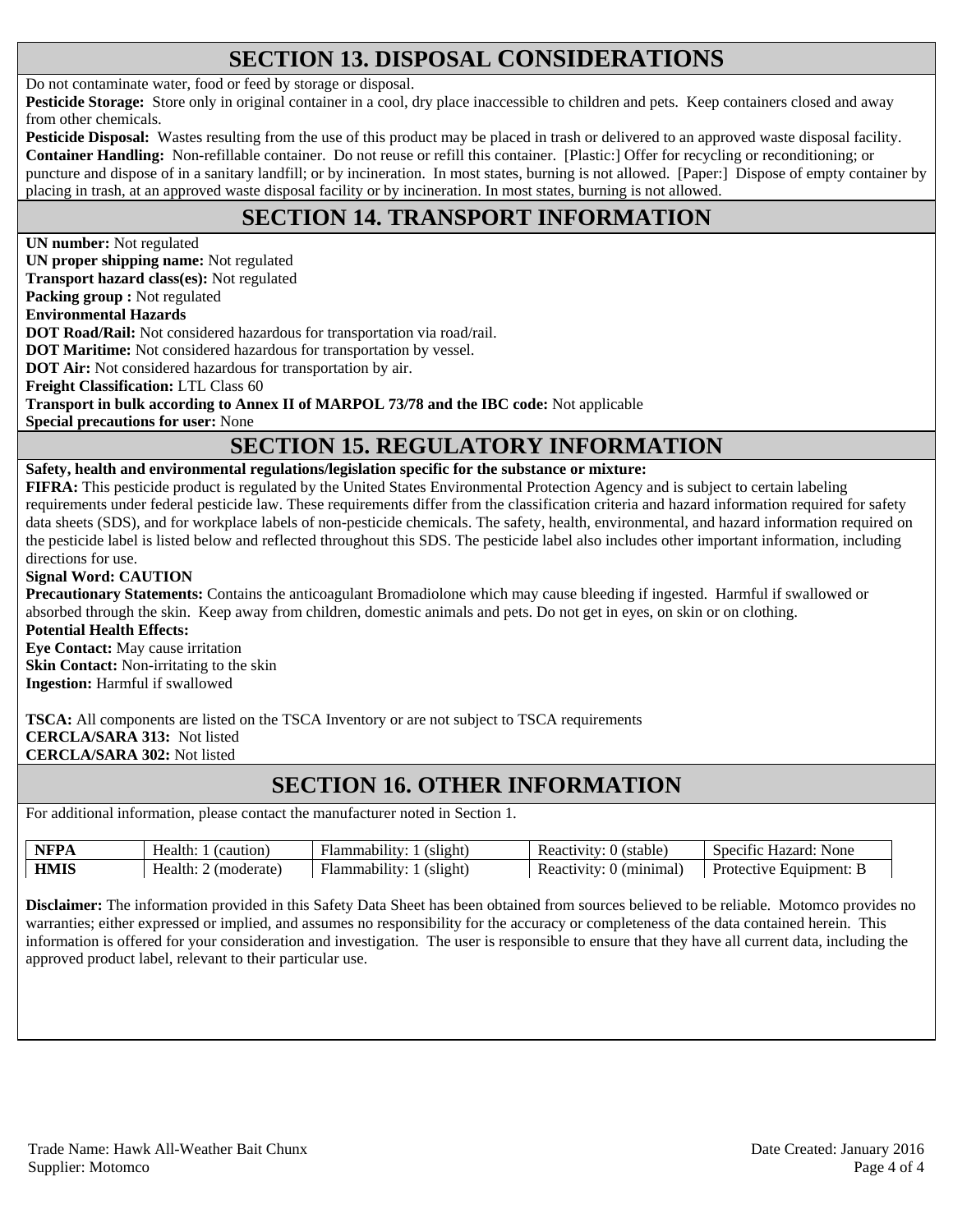## SECTION 13. DISPOSAL CONSIDERATIONS

Do not contaminate water, food or feed by storage or disposal.

**Pesticide Storage:** Store only in original container in a cool, dry place inaccessible to children and pets. Keep containers closed and away from other chemicals.

**Pesticide Disposal:** Wastes resulting from the use of this product may be placed in trash or delivered to an approved waste disposal facility.

**Container Handling:** Non-refillable container. Do not reuse or refill this container. [Plastic:] Offer for recycling or reconditioning; or puncture and dispose of in a sanitary landfill; or by incineration. In most states, burning is not allowed. [Paper:] Dispose of empty container by placing in trash, at an approved waste disposal facility or by incineration. In most states, burning is not allowed.

## SECTION 14. TRANSPORT INFORMATION

**UN number:** Not regulated
**UN proper shipping name:** Not regulated
**Transport hazard class(es):** Not regulated
**Packing group :** Not regulated
**Environmental Hazards**
**DOT Road/Rail:** Not considered hazardous for transportation via road/rail.
**DOT Maritime:** Not considered hazardous for transportation by vessel.
**DOT Air:** Not considered hazardous for transportation by air.
**Freight Classification:** LTL Class 60
**Transport in bulk according to Annex II of MARPOL 73/78 and the IBC code:** Not applicable
**Special precautions for user:** None

## SECTION 15. REGULATORY INFORMATION

**Safety, health and environmental regulations/legislation specific for the substance or mixture:**

**FIFRA:** This pesticide product is regulated by the United States Environmental Protection Agency and is subject to certain labeling requirements under federal pesticide law. These requirements differ from the classification criteria and hazard information required for safety data sheets (SDS), and for workplace labels of non-pesticide chemicals. The safety, health, environmental, and hazard information required on the pesticide label is listed below and reflected throughout this SDS. The pesticide label also includes other important information, including directions for use.

**Signal Word: CAUTION**

**Precautionary Statements:** Contains the anticoagulant Bromadiolone which may cause bleeding if ingested. Harmful if swallowed or absorbed through the skin. Keep away from children, domestic animals and pets. Do not get in eyes, on skin or on clothing.

**Potential Health Effects:**
**Eye Contact:** May cause irritation
**Skin Contact:** Non-irritating to the skin
**Ingestion:** Harmful if swallowed

**TSCA:** All components are listed on the TSCA Inventory or are not subject to TSCA requirements
**CERCLA/SARA 313:** Not listed
**CERCLA/SARA 302:** Not listed

## SECTION 16. OTHER INFORMATION

For additional information, please contact the manufacturer noted in Section 1.

| | | | | |
|---|---|---|---|---|
| **NFPA** | Health: 1 (caution) | Flammability: 1 (slight) | Reactivity: 0 (stable) | Specific Hazard: None |
| **HMIS** | Health: 2 (moderate) | Flammability: 1 (slight) | Reactivity: 0 (minimal) | Protective Equipment: B |

**Disclaimer:** The information provided in this Safety Data Sheet has been obtained from sources believed to be reliable. Motomco provides no warranties; either expressed or implied, and assumes no responsibility for the accuracy or completeness of the data contained herein. This information is offered for your consideration and investigation. The user is responsible to ensure that they have all current data, including the approved product label, relevant to their particular use.